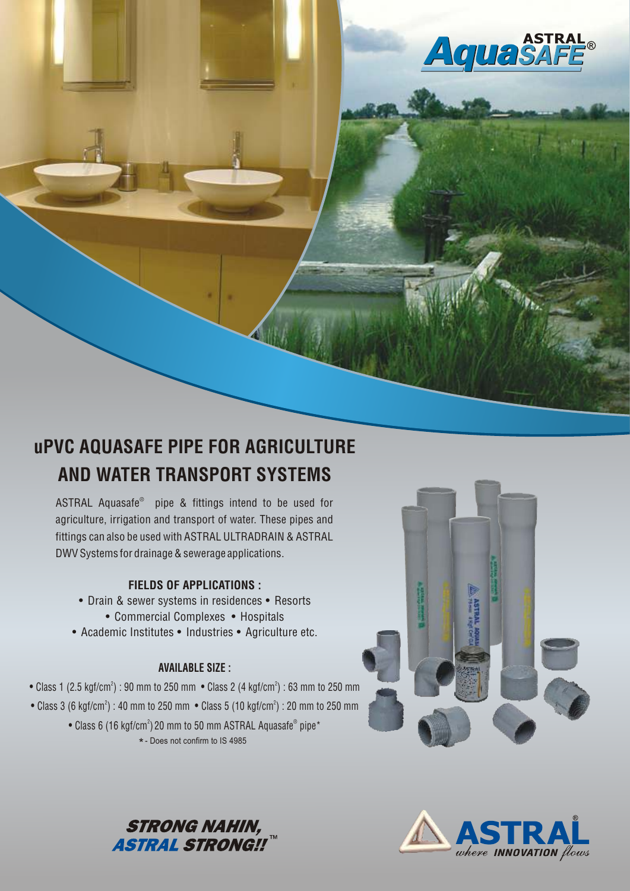# Aqua ASTRAL SAFE®

## uPVC AQUASAFE PIPE FOR AGRICULTURE AND WATER TRANSPORT SYSTEMS

ASTRAL Aquasafe® pipe & fittings intend to be used for agriculture, irrigation and transport of water. These pipes and fittings can also be used with ASTRAL ULTRADRAIN & ASTRAL DWV Systems for drainage & sewerage applications.

### FIELDS OF APPLICATIONS :

- Drain & sewer systems in residences • Resorts
- Commercial Complexes • Hospitals
- Academic Institutes • Industries • Agriculture etc.

### AVAILABLE SIZE :

- Class 1 (2.5 kgf/cm²) : 90 mm to 250 mm • Class 2 (4 kgf/cm²) : 63 mm to 250 mm
- Class 3 (6 kgf/cm²) : 40 mm to 250 mm • Class 5 (10 kgf/cm²) : 20 mm to 250 mm
- Class 6 (16 kgf/cm²) 20 mm to 50 mm ASTRAL Aquasafe® pipe*

*- Does not confirm to IS 4985

***STRONG NAHIN, ASTRAL STRONG!!***™

**ASTRAL**® *where INNOVATION flows*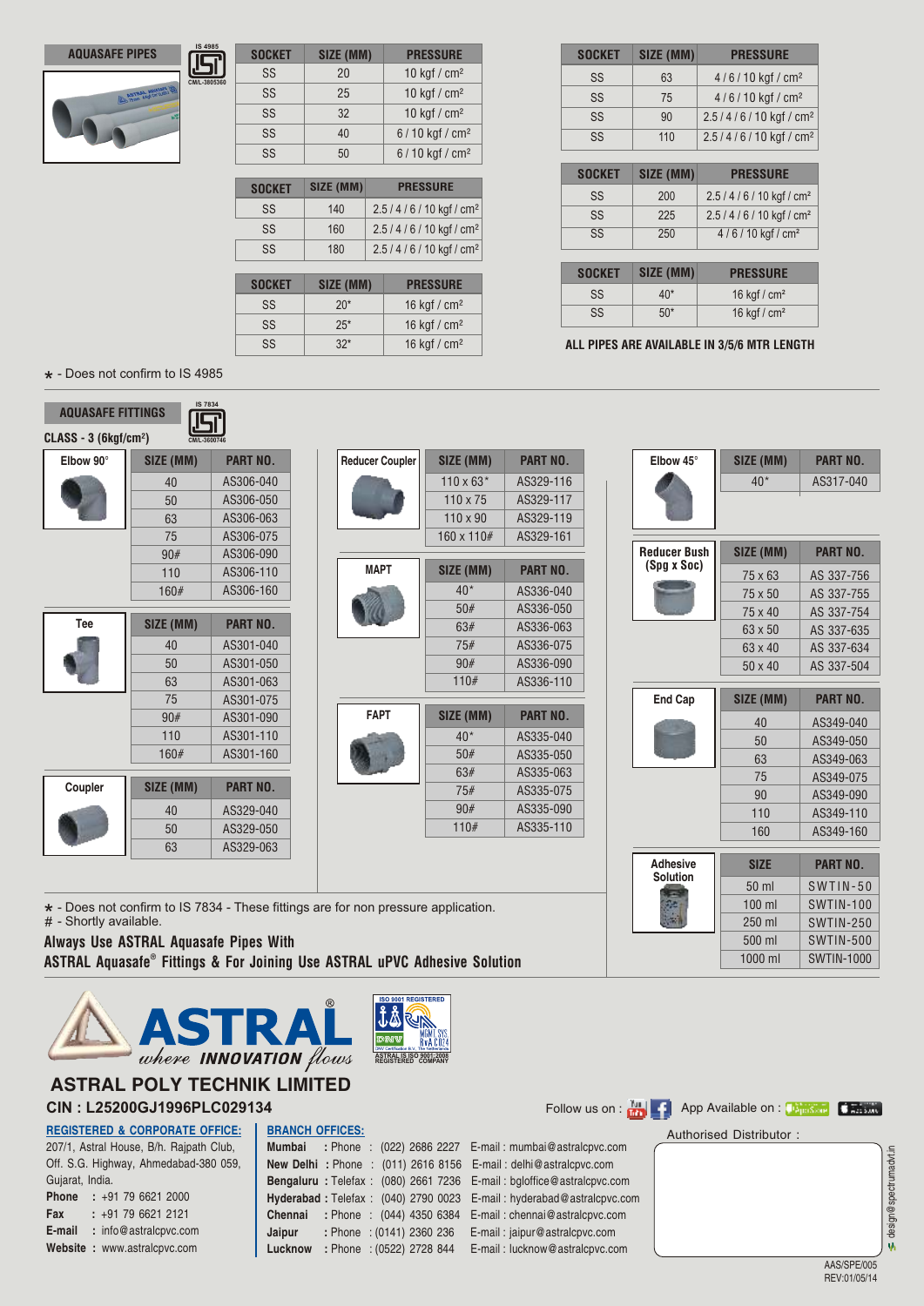## AQUASAFE PIPES

IS 4985
CML-3805360

| SOCKET | SIZE (MM) | PRESSURE |
|---|---|---|
| SS | 20 | 10 kgf / cm² |
| SS | 25 | 10 kgf / cm² |
| SS | 32 | 10 kgf / cm² |
| SS | 40 | 6 / 10 kgf / cm² |
| SS | 50 | 6 / 10 kgf / cm² |

| SOCKET | SIZE (MM) | PRESSURE |
|---|---|---|
| SS | 140 | 2.5 / 4 / 6 / 10 kgf / cm² |
| SS | 160 | 2.5 / 4 / 6 / 10 kgf / cm² |
| SS | 180 | 2.5 / 4 / 6 / 10 kgf / cm² |

| SOCKET | SIZE (MM) | PRESSURE |
|---|---|---|
| SS | 20* | 16 kgf / cm² |
| SS | 25* | 16 kgf / cm² |
| SS | 32* | 16 kgf / cm² |

| SOCKET | SIZE (MM) | PRESSURE |
|---|---|---|
| SS | 63 | 4 / 6 / 10 kgf / cm² |
| SS | 75 | 4 / 6 / 10 kgf / cm² |
| SS | 90 | 2.5 / 4 / 6 / 10 kgf / cm² |
| SS | 110 | 2.5 / 4 / 6 / 10 kgf / cm² |

| SOCKET | SIZE (MM) | PRESSURE |
|---|---|---|
| SS | 200 | 2.5 / 4 / 6 / 10 kgf / cm² |
| SS | 225 | 2.5 / 4 / 6 / 10 kgf / cm² |
| SS | 250 | 4 / 6 / 10 kgf / cm² |

| SOCKET | SIZE (MM) | PRESSURE |
|---|---|---|
| SS | 40* | 16 kgf / cm² |
| SS | 50* | 16 kgf / cm² |

**ALL PIPES ARE AVAILABLE IN 3/5/6 MTR LENGTH**

* - Does not confirm to IS 4985

## AQUASAFE FITTINGS

IS 7834
CML-3600746

**CLASS - 3 (6kgf/cm²)**

**Elbow 90°**

| SIZE (MM) | PART NO. |
|---|---|
| 40 | AS306-040 |
| 50 | AS306-050 |
| 63 | AS306-063 |
| 75 | AS306-075 |
| 90# | AS306-090 |
| 110 | AS306-110 |
| 160# | AS306-160 |

**Tee**

| SIZE (MM) | PART NO. |
|---|---|
| 40 | AS301-040 |
| 50 | AS301-050 |
| 63 | AS301-063 |
| 75 | AS301-075 |
| 90# | AS301-090 |
| 110 | AS301-110 |
| 160# | AS301-160 |

**Coupler**

| SIZE (MM) | PART NO. |
|---|---|
| 40 | AS329-040 |
| 50 | AS329-050 |
| 63 | AS329-063 |

**Reducer Coupler**

| SIZE (MM) | PART NO. |
|---|---|
| 110 x 63* | AS329-116 |
| 110 x 75 | AS329-117 |
| 110 x 90 | AS329-119 |
| 160 x 110# | AS329-161 |

**MAPT**

| SIZE (MM) | PART NO. |
|---|---|
| 40* | AS336-040 |
| 50# | AS336-050 |
| 63# | AS336-063 |
| 75# | AS336-075 |
| 90# | AS336-090 |
| 110# | AS336-110 |

**FAPT**

| SIZE (MM) | PART NO. |
|---|---|
| 40* | AS335-040 |
| 50# | AS335-050 |
| 63# | AS335-063 |
| 75# | AS335-075 |
| 90# | AS335-090 |
| 110# | AS335-110 |

**Elbow 45°**

| SIZE (MM) | PART NO. |
|---|---|
| 40* | AS317-040 |

**Reducer Bush (Spg x Soc)**

| SIZE (MM) | PART NO. |
|---|---|
| 75 x 63 | AS 337-756 |
| 75 x 50 | AS 337-755 |
| 75 x 40 | AS 337-754 |
| 63 x 50 | AS 337-635 |
| 63 x 40 | AS 337-634 |
| 50 x 40 | AS 337-504 |

**End Cap**

| SIZE (MM) | PART NO. |
|---|---|
| 40 | AS349-040 |
| 50 | AS349-050 |
| 63 | AS349-063 |
| 75 | AS349-075 |
| 90 | AS349-090 |
| 110 | AS349-110 |
| 160 | AS349-160 |

**Adhesive Solution**

| SIZE | PART NO. |
|---|---|
| 50 ml | SWTIN-50 |
| 100 ml | SWTIN-100 |
| 250 ml | SWTIN-250 |
| 500 ml | SWTIN-500 |
| 1000 ml | SWTIN-1000 |

* - Does not confirm to IS 7834 - These fittings are for non pressure application.
# - Shortly available.

**Always Use ASTRAL Aquasafe Pipes With**
**ASTRAL Aquasafe® Fittings & For Joining Use ASTRAL uPVC Adhesive Solution**

ASTRAL® *where* **INNOVATION** *flows*

ISO 9001 REGISTERED — ASTRAL IS ISO 9001:2008 REGISTERED COMPANY

## ASTRAL POLY TECHNIK LIMITED

**CIN : L25200GJ1996PLC029134**

Follow us on : App Available on :

**REGISTERED & CORPORATE OFFICE:**

207/1, Astral House, B/h. Rajpath Club, Off. S.G. Highway, Ahmedabad-380 059, Gujarat, India.
**Phone** : +91 79 6621 2000
**Fax** : +91 79 6621 2121
**E-mail** : info@astralcpvc.com
**Website** : www.astralcpvc.com

**BRANCH OFFICES:**

**Mumbai** : Phone : (022) 2686 2227 E-mail : mumbai@astralcpvc.com
**New Delhi** : Phone : (011) 2616 8156 E-mail : delhi@astralcpvc.com
**Bengaluru** : Telefax : (080) 2661 7236 E-mail : bgloffice@astralcpvc.com
**Hyderabad** : Telefax : (040) 2790 0023 E-mail : hyderabad@astralcpvc.com
**Chennai** : Phone : (044) 4350 6384 E-mail : chennai@astralcpvc.com
**Jaipur** : Phone : (0141) 2360 236 E-mail : jaipur@astralcpvc.com
**Lucknow** : Phone : (0522) 2728 844 E-mail : lucknow@astralcpvc.com

Authorised Distributor :

design@spectrumadvt.in

AAS/SPE/005
REV:01/05/14